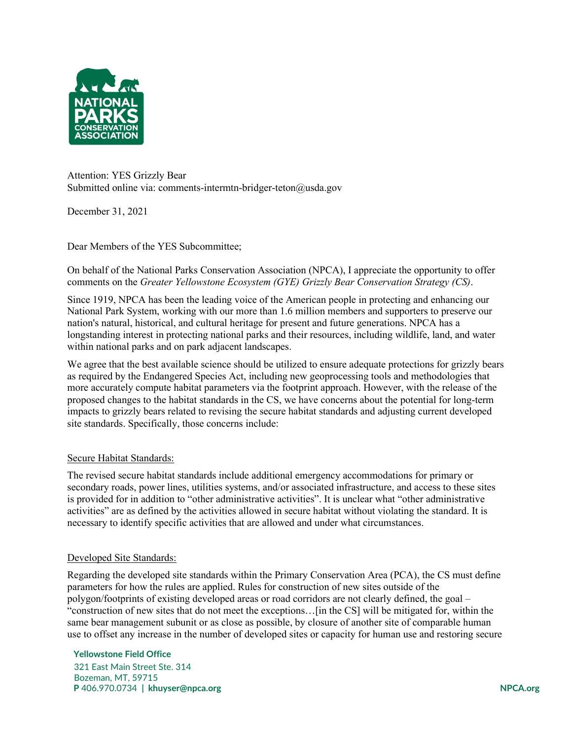Attention: YES Grizzly Bear
Submitted online via: comments-intermtn-bridger-teton@usda.gov

December 31, 2021

Dear Members of the YES Subcommittee;

On behalf of the National Parks Conservation Association (NPCA), I appreciate the opportunity to offer comments on the *Greater Yellowstone Ecosystem (GYE) Grizzly Bear Conservation Strategy (CS)*.

Since 1919, NPCA has been the leading voice of the American people in protecting and enhancing our National Park System, working with our more than 1.6 million members and supporters to preserve our nation's natural, historical, and cultural heritage for present and future generations. NPCA has a longstanding interest in protecting national parks and their resources, including wildlife, land, and water within national parks and on park adjacent landscapes.

We agree that the best available science should be utilized to ensure adequate protections for grizzly bears as required by the Endangered Species Act, including new geoprocessing tools and methodologies that more accurately compute habitat parameters via the footprint approach. However, with the release of the proposed changes to the habitat standards in the CS, we have concerns about the potential for long-term impacts to grizzly bears related to revising the secure habitat standards and adjusting current developed site standards. Specifically, those concerns include:

<u>Secure Habitat Standards:</u>

The revised secure habitat standards include additional emergency accommodations for primary or secondary roads, power lines, utilities systems, and/or associated infrastructure, and access to these sites is provided for in addition to "other administrative activities". It is unclear what "other administrative activities" are as defined by the activities allowed in secure habitat without violating the standard. It is necessary to identify specific activities that are allowed and under what circumstances.

<u>Developed Site Standards:</u>

Regarding the developed site standards within the Primary Conservation Area (PCA), the CS must define parameters for how the rules are applied. Rules for construction of new sites outside of the polygon/footprints of existing developed areas or road corridors are not clearly defined, the goal – "construction of new sites that do not meet the exceptions…[in the CS] will be mitigated for, within the same bear management subunit or as close as possible, by closure of another site of comparable human use to offset any increase in the number of developed sites or capacity for human use and restoring secure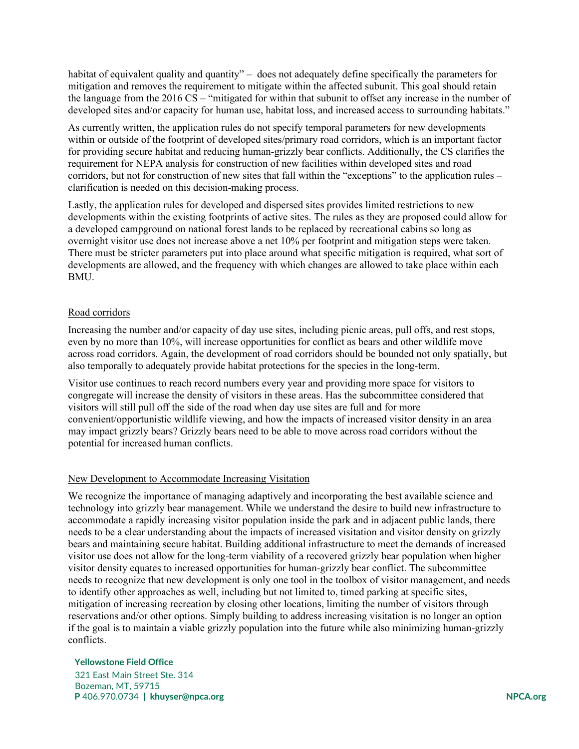habitat of equivalent quality and quantity" – does not adequately define specifically the parameters for mitigation and removes the requirement to mitigate within the affected subunit. This goal should retain the language from the 2016 CS – "mitigated for within that subunit to offset any increase in the number of developed sites and/or capacity for human use, habitat loss, and increased access to surrounding habitats."

As currently written, the application rules do not specify temporal parameters for new developments within or outside of the footprint of developed sites/primary road corridors, which is an important factor for providing secure habitat and reducing human-grizzly bear conflicts. Additionally, the CS clarifies the requirement for NEPA analysis for construction of new facilities within developed sites and road corridors, but not for construction of new sites that fall within the "exceptions" to the application rules – clarification is needed on this decision-making process.

Lastly, the application rules for developed and dispersed sites provides limited restrictions to new developments within the existing footprints of active sites. The rules as they are proposed could allow for a developed campground on national forest lands to be replaced by recreational cabins so long as overnight visitor use does not increase above a net 10% per footprint and mitigation steps were taken. There must be stricter parameters put into place around what specific mitigation is required, what sort of developments are allowed, and the frequency with which changes are allowed to take place within each BMU.

<u>Road corridors</u>

Increasing the number and/or capacity of day use sites, including picnic areas, pull offs, and rest stops, even by no more than 10%, will increase opportunities for conflict as bears and other wildlife move across road corridors. Again, the development of road corridors should be bounded not only spatially, but also temporally to adequately provide habitat protections for the species in the long-term.

Visitor use continues to reach record numbers every year and providing more space for visitors to congregate will increase the density of visitors in these areas. Has the subcommittee considered that visitors will still pull off the side of the road when day use sites are full and for more convenient/opportunistic wildlife viewing, and how the impacts of increased visitor density in an area may impact grizzly bears? Grizzly bears need to be able to move across road corridors without the potential for increased human conflicts.

<u>New Development to Accommodate Increasing Visitation</u>

We recognize the importance of managing adaptively and incorporating the best available science and technology into grizzly bear management. While we understand the desire to build new infrastructure to accommodate a rapidly increasing visitor population inside the park and in adjacent public lands, there needs to be a clear understanding about the impacts of increased visitation and visitor density on grizzly bears and maintaining secure habitat. Building additional infrastructure to meet the demands of increased visitor use does not allow for the long-term viability of a recovered grizzly bear population when higher visitor density equates to increased opportunities for human-grizzly bear conflict. The subcommittee needs to recognize that new development is only one tool in the toolbox of visitor management, and needs to identify other approaches as well, including but not limited to, timed parking at specific sites, mitigation of increasing recreation by closing other locations, limiting the number of visitors through reservations and/or other options. Simply building to address increasing visitation is no longer an option if the goal is to maintain a viable grizzly population into the future while also minimizing human-grizzly conflicts.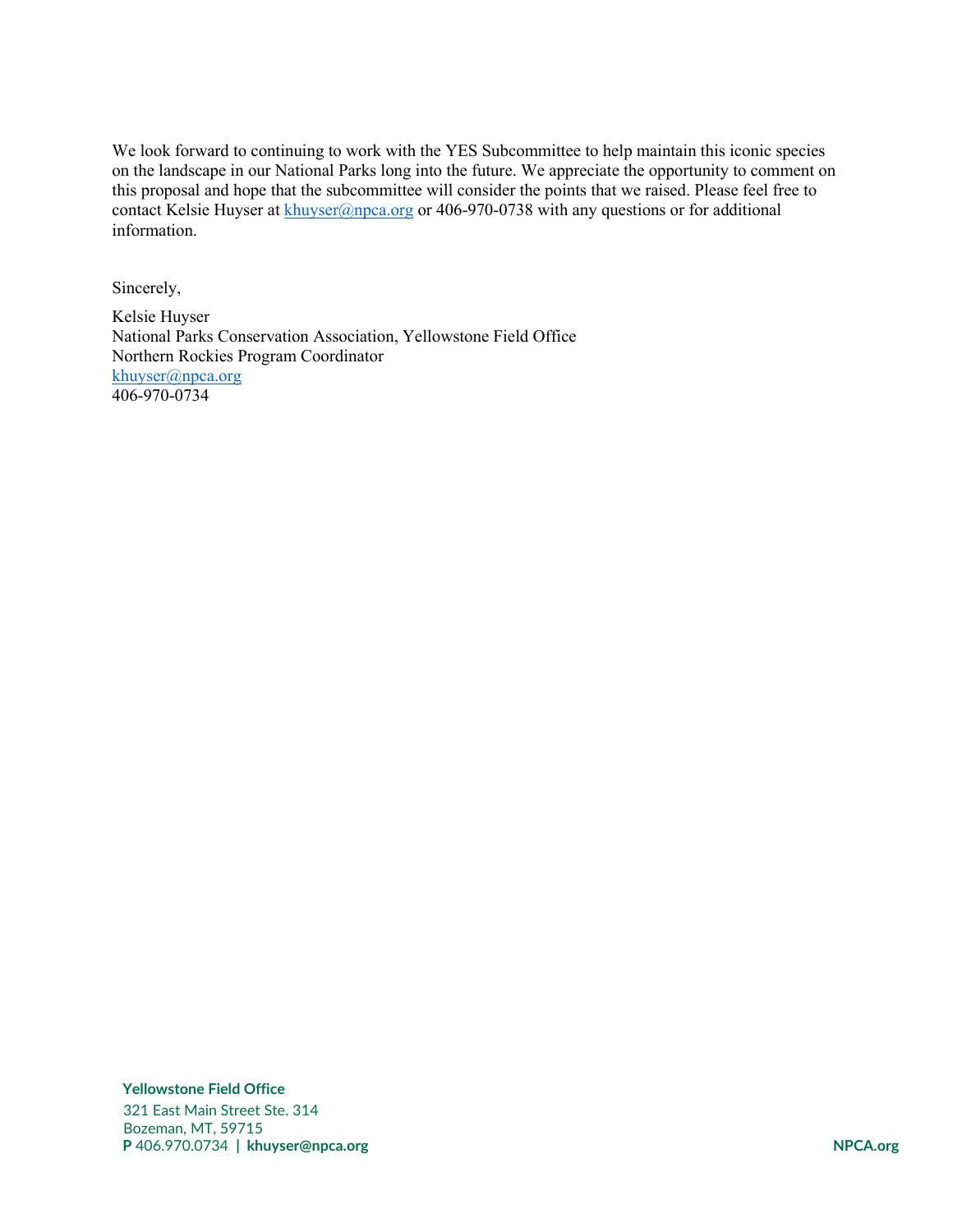We look forward to continuing to work with the YES Subcommittee to help maintain this iconic species on the landscape in our National Parks long into the future. We appreciate the opportunity to comment on this proposal and hope that the subcommittee will consider the points that we raised. Please feel free to contact Kelsie Huyser at khuyser@npca.org or 406-970-0738 with any questions or for additional information.

Sincerely,

Kelsie Huyser
National Parks Conservation Association, Yellowstone Field Office
Northern Rockies Program Coordinator
khuyser@npca.org
406-970-0734

**Yellowstone Field Office**
321 East Main Street Ste. 314
Bozeman, MT, 59715
**P** 406.970.0734 | **khuyser@npca.org**

**NPCA.org**